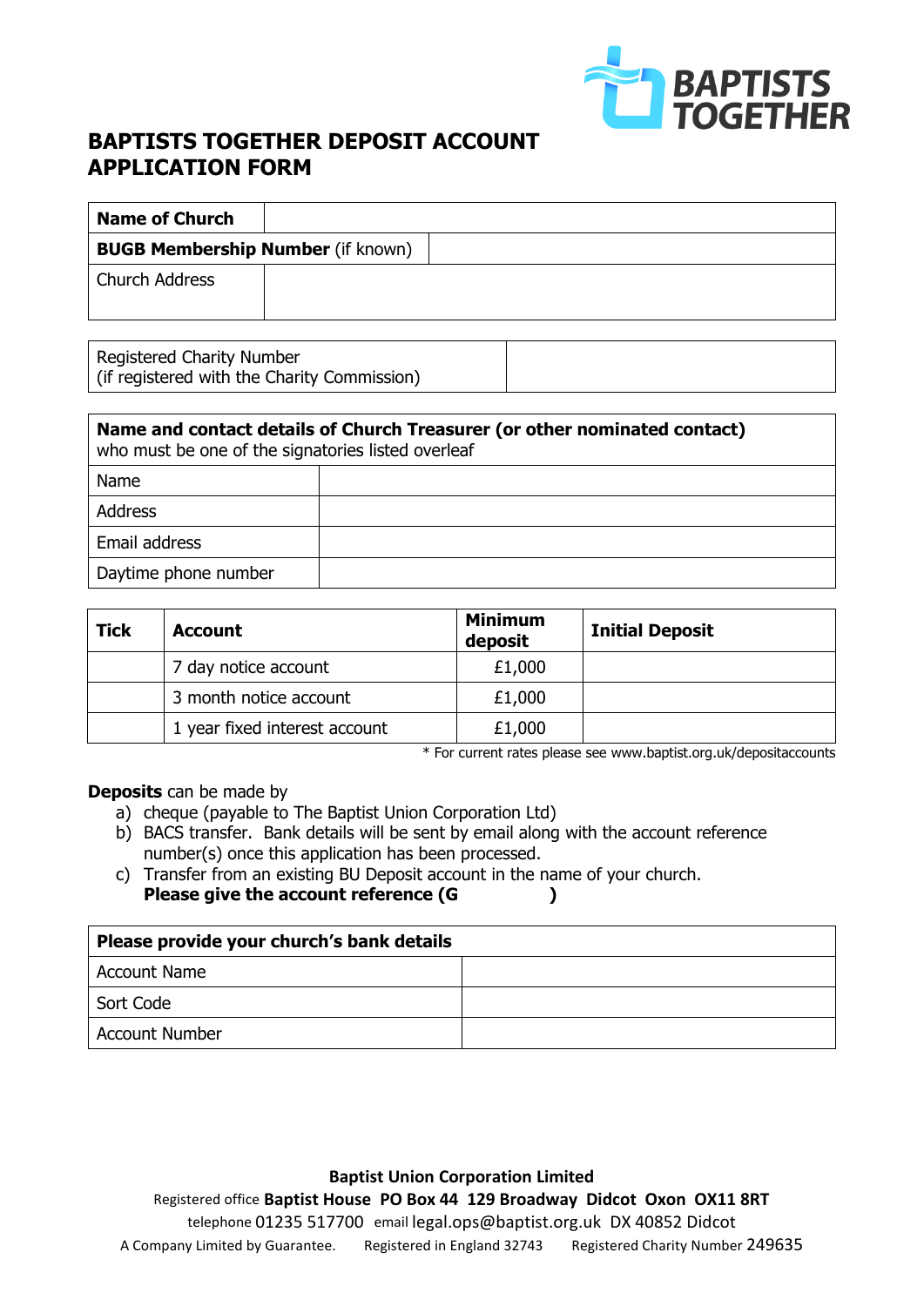BAPTISTS TOGETHER

# BAPTISTS TOGETHER DEPOSIT ACCOUNT APPLICATION FORM

| **Name of Church** | |
|---|---|
| **BUGB Membership Number** (if known) | |
| Church Address | |

| Registered Charity Number (if registered with the Charity Commission) | |
|---|---|

| **Name and contact details of Church Treasurer (or other nominated contact)** who must be one of the signatories listed overleaf | |
|---|---|
| Name | |
| Address | |
| Email address | |
| Daytime phone number | |

| **Tick** | **Account** | **Minimum deposit** | **Initial Deposit** |
|---|---|---|---|
| | 7 day notice account | £1,000 | |
| | 3 month notice account | £1,000 | |
| | 1 year fixed interest account | £1,000 | |

* For current rates please see www.baptist.org.uk/depositaccounts

**Deposits** can be made by

a) cheque (payable to The Baptist Union Corporation Ltd)
b) BACS transfer. Bank details will be sent by email along with the account reference number(s) once this application has been processed.
c) Transfer from an existing BU Deposit account in the name of your church.
**Please give the account reference (G )**

| **Please provide your church's bank details** | |
|---|---|
| Account Name | |
| Sort Code | |
| Account Number | |

**Baptist Union Corporation Limited**
Registered office **Baptist House PO Box 44 129 Broadway Didcot Oxon OX11 8RT**
telephone 01235 517700 email legal.ops@baptist.org.uk DX 40852 Didcot
A Company Limited by Guarantee. Registered in England 32743 Registered Charity Number 249635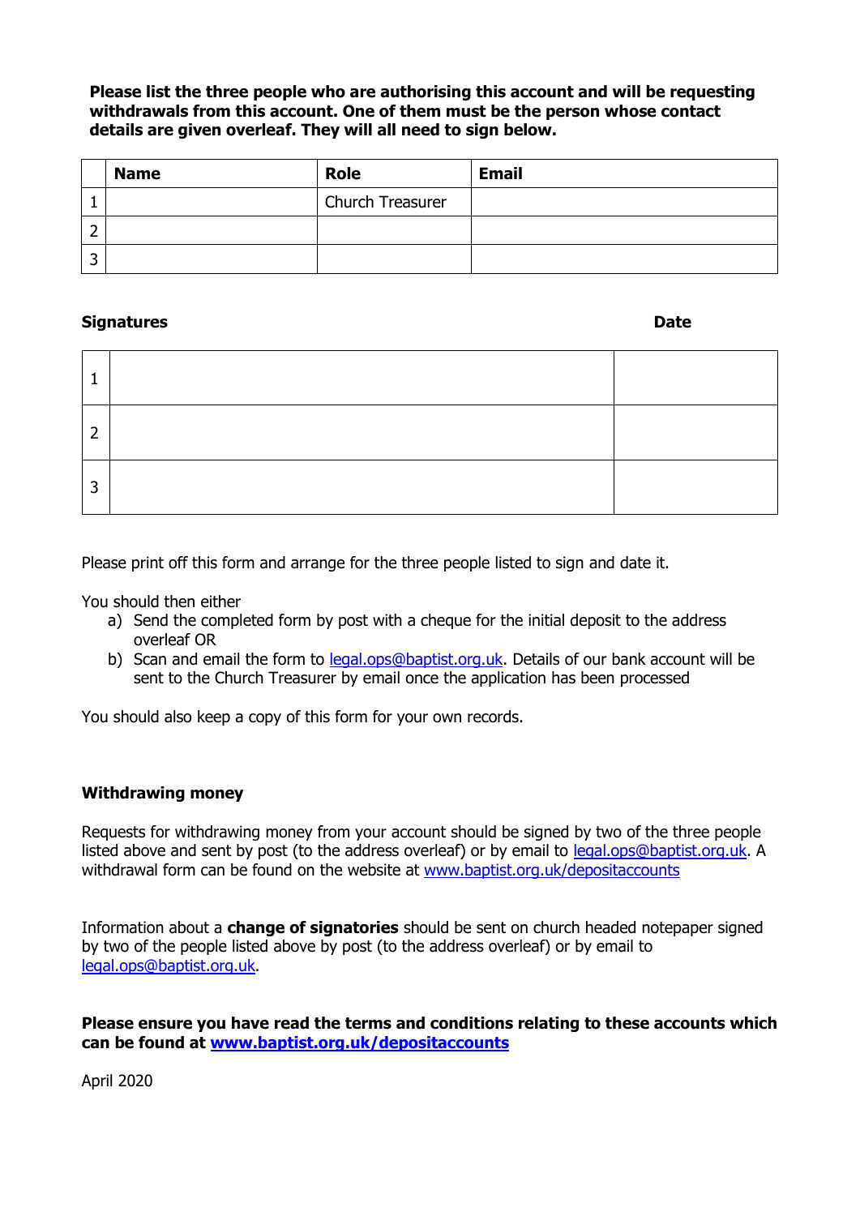**Please list the three people who are authorising this account and will be requesting withdrawals from this account. One of them must be the person whose contact details are given overleaf. They will all need to sign below.**

| | Name | Role | Email |
|---|---|---|---|
| 1 | | Church Treasurer | |
| 2 | | | |
| 3 | | | |

| | Signatures | Date |
|---|---|---|
| 1 | | |
| 2 | | |
| 3 | | |

Please print off this form and arrange for the three people listed to sign and date it.

You should then either

a) Send the completed form by post with a cheque for the initial deposit to the address overleaf OR
b) Scan and email the form to legal.ops@baptist.org.uk. Details of our bank account will be sent to the Church Treasurer by email once the application has been processed

You should also keep a copy of this form for your own records.

**Withdrawing money**

Requests for withdrawing money from your account should be signed by two of the three people listed above and sent by post (to the address overleaf) or by email to legal.ops@baptist.org.uk. A withdrawal form can be found on the website at www.baptist.org.uk/depositaccounts

Information about a **change of signatories** should be sent on church headed notepaper signed by two of the people listed above by post (to the address overleaf) or by email to legal.ops@baptist.org.uk.

**Please ensure you have read the terms and conditions relating to these accounts which can be found at www.baptist.org.uk/depositaccounts**

April 2020